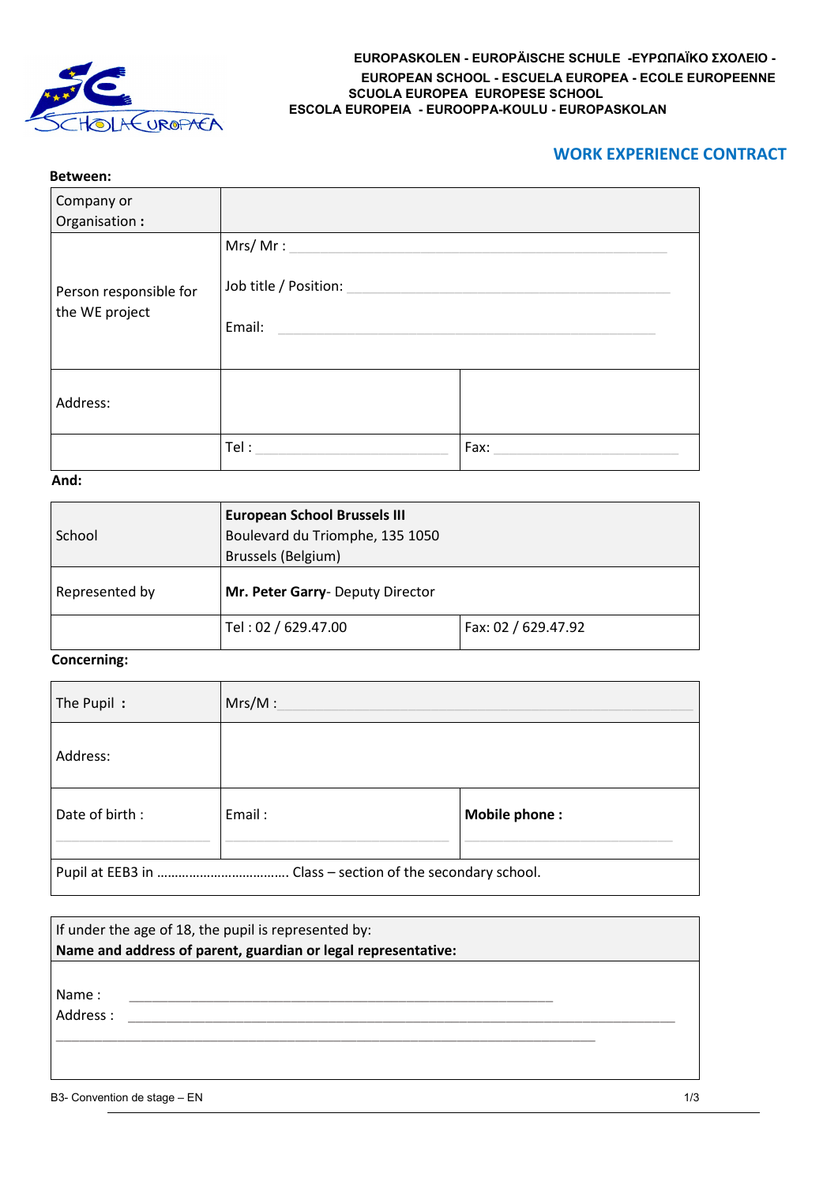EUROPASKOLEN - EUROPÄISCHE SCHULE -ΕΥΡΩΠΑΪΚΟ ΣΧΟΛΕΙΟ -
EUROPEAN SCHOOL - ESCUELA EUROPEA - ECOLE EUROPEENNE
SCUOLA EUROPEA EUROPESE SCHOOL
ESCOLA EUROPEIA - EUROOPPA-KOULU - EUROPASKOLAN

## WORK EXPERIENCE CONTRACT

**Between:**

| | | |
|---|---|---|
| Company or Organisation **:** | | |
| Person responsible for the WE project | Mrs/ Mr : ______________________<br><br>Job title / Position: ______________________<br><br>Email: ______________________ | |
| Address: | | |
| | Tel : ______________________ | Fax: ______________________ |

**And:**

| | | |
|---|---|---|
| School | **European School Brussels III**<br>Boulevard du Triomphe, 135 1050<br>Brussels (Belgium) | |
| Represented by | **Mr. Peter Garry**- Deputy Director | |
| | Tel : 02 / 629.47.00 | Fax: 02 / 629.47.92 |

**Concerning:**

| | | |
|---|---|---|
| The Pupil **:** | Mrs/M : ______________________ | |
| Address: | | |
| Date of birth :<br>______________________ | Email :<br>______________________ | **Mobile phone :**<br>______________________ |
| Pupil at EEB3 in ……………………………… Class – section of the secondary school. | | |

| |
|---|
| If under the age of 18, the pupil is represented by:<br>**Name and address of parent, guardian or legal representative:** |
| Name : ______________________<br>Address : ______________________<br>______________________ |

B3- Convention de stage – EN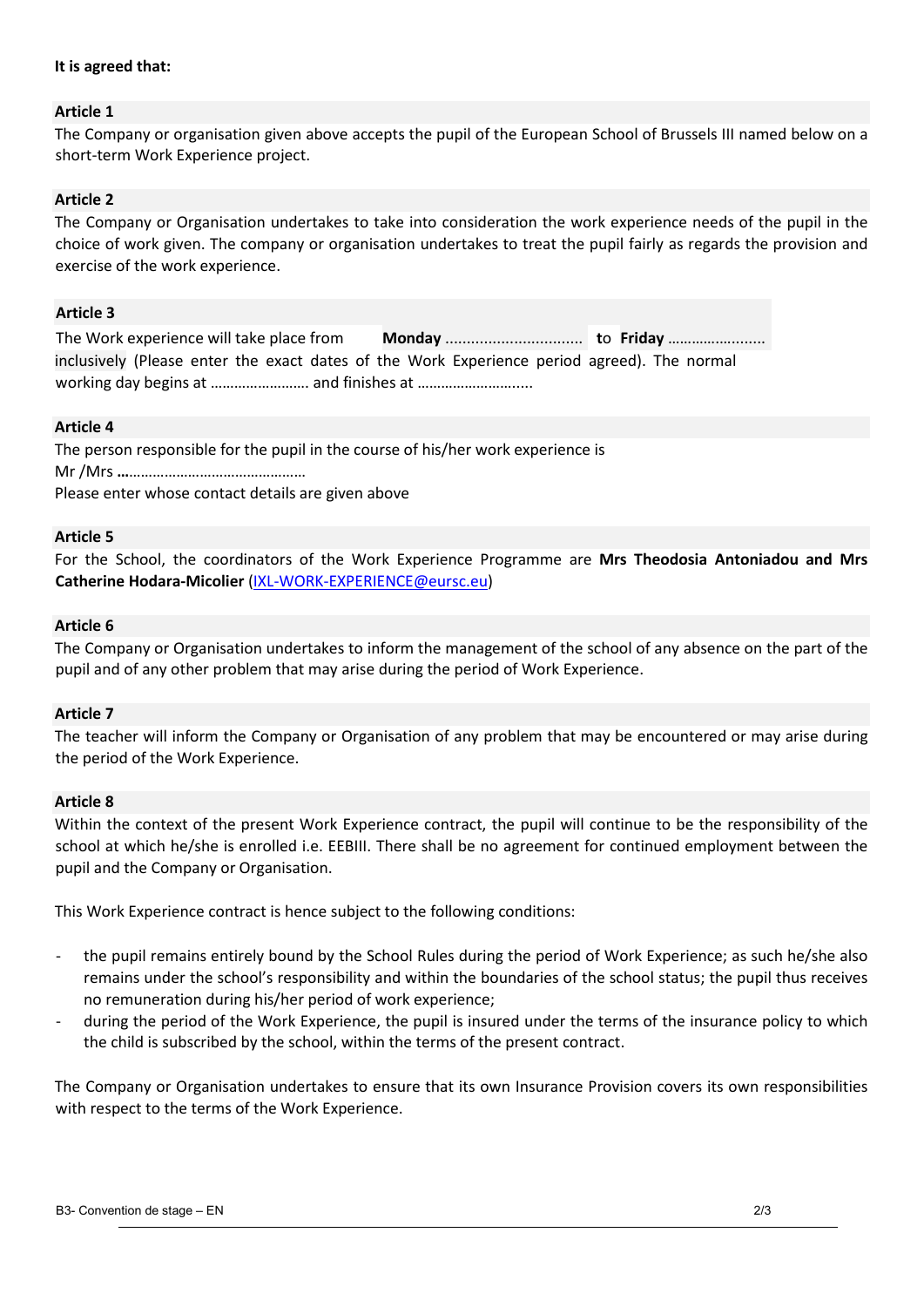**It is agreed that:**

### Article 1

The Company or organisation given above accepts the pupil of the European School of Brussels III named below on a short-term Work Experience project.

### Article 2

The Company or Organisation undertakes to take into consideration the work experience needs of the pupil in the choice of work given. The company or organisation undertakes to treat the pupil fairly as regards the provision and exercise of the work experience.

### Article 3

The Work experience will take place from **Monday** ................................ **to Friday** ………………........ inclusively (Please enter the exact dates of the Work Experience period agreed). The normal working day begins at ……………………. and finishes at ……………………….....

### Article 4

The person responsible for the pupil in the course of his/her work experience is
Mr /Mrs **…**………………………………………
Please enter whose contact details are given above

### Article 5

For the School, the coordinators of the Work Experience Programme are **Mrs Theodosia Antoniadou and Mrs Catherine Hodara-Micolier** (IXL-WORK-EXPERIENCE@eursc.eu)

### Article 6

The Company or Organisation undertakes to inform the management of the school of any absence on the part of the pupil and of any other problem that may arise during the period of Work Experience.

### Article 7

The teacher will inform the Company or Organisation of any problem that may be encountered or may arise during the period of the Work Experience.

### Article 8

Within the context of the present Work Experience contract, the pupil will continue to be the responsibility of the school at which he/she is enrolled i.e. EEBIII. There shall be no agreement for continued employment between the pupil and the Company or Organisation.

This Work Experience contract is hence subject to the following conditions:

- the pupil remains entirely bound by the School Rules during the period of Work Experience; as such he/she also remains under the school's responsibility and within the boundaries of the school status; the pupil thus receives no remuneration during his/her period of work experience;
- during the period of the Work Experience, the pupil is insured under the terms of the insurance policy to which the child is subscribed by the school, within the terms of the present contract.

The Company or Organisation undertakes to ensure that its own Insurance Provision covers its own responsibilities with respect to the terms of the Work Experience.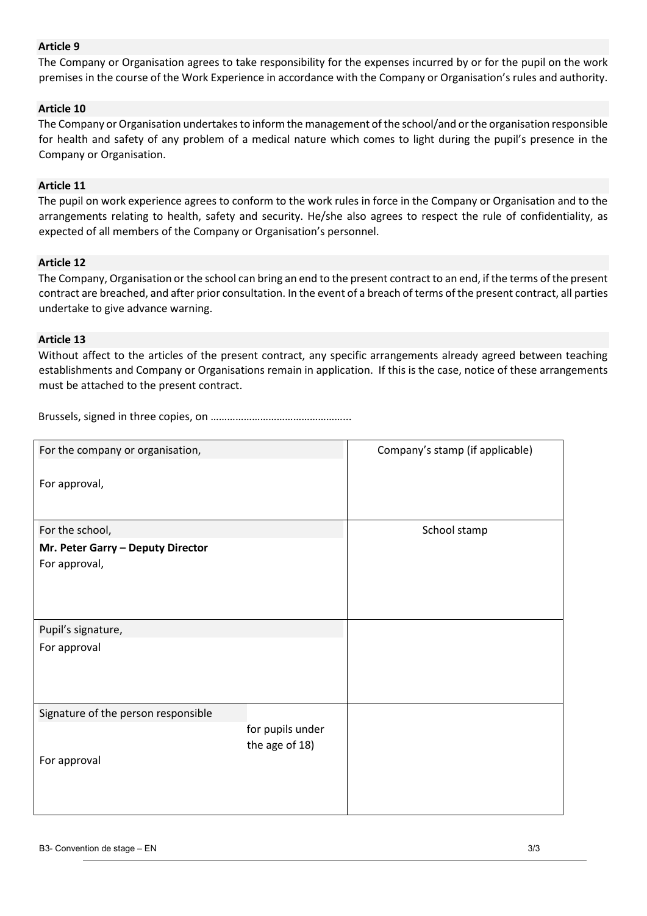**Article 9**

The Company or Organisation agrees to take responsibility for the expenses incurred by or for the pupil on the work premises in the course of the Work Experience in accordance with the Company or Organisation's rules and authority.

**Article 10**

The Company or Organisation undertakes to inform the management of the school/and or the organisation responsible for health and safety of any problem of a medical nature which comes to light during the pupil's presence in the Company or Organisation.

**Article 11**

The pupil on work experience agrees to conform to the work rules in force in the Company or Organisation and to the arrangements relating to health, safety and security. He/she also agrees to respect the rule of confidentiality, as expected of all members of the Company or Organisation's personnel.

**Article 12**

The Company, Organisation or the school can bring an end to the present contract to an end, if the terms of the present contract are breached, and after prior consultation. In the event of a breach of terms of the present contract, all parties undertake to give advance warning.

**Article 13**

Without affect to the articles of the present contract, any specific arrangements already agreed between teaching establishments and Company or Organisations remain in application. If this is the case, notice of these arrangements must be attached to the present contract.

Brussels, signed in three copies, on …………………………………………...

| | |
|---|---|
| For the company or organisation,<br><br>For approval, | Company's stamp (if applicable) |
| For the school,<br>**Mr. Peter Garry – Deputy Director**<br>For approval, | School stamp |
| Pupil's signature,<br>For approval | |
| Signature of the person responsible for pupils under the age of 18)<br><br>For approval | |